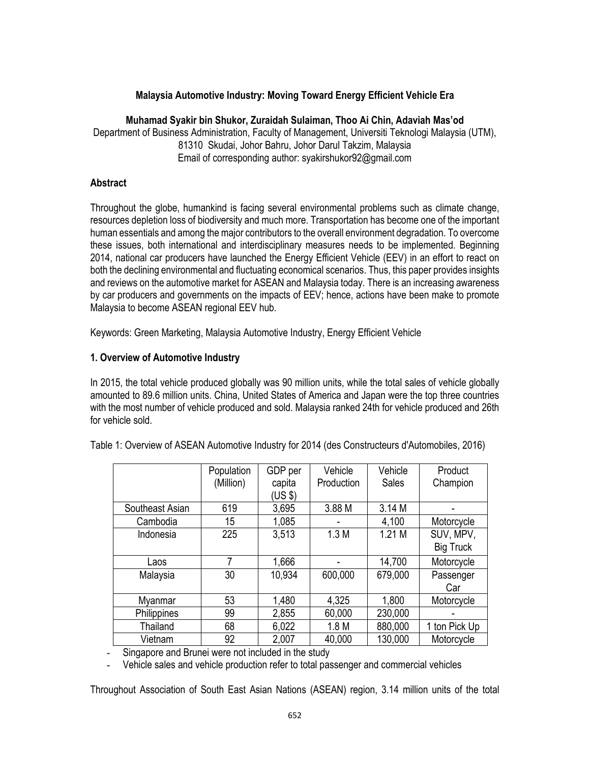# Malaysia Automotive Industry: Moving Toward Energy Efficient Vehicle Era

**Muhamad Syakir bin Shukor, Zuraidah Sulaiman, Thoo Ai Chin, Adaviah Mas'od**

Department of Business Administration, Faculty of Management, Universiti Teknologi Malaysia (UTM), 81310 Skudai, Johor Bahru, Johor Darul Takzim, Malaysia

Email of corresponding author: syakirshukor92@gmail.com

## Abstract

Throughout the globe, humankind is facing several environmental problems such as climate change, resources depletion loss of biodiversity and much more. Transportation has become one of the important human essentials and among the major contributors to the overall environment degradation. To overcome these issues, both international and interdisciplinary measures needs to be implemented. Beginning 2014, national car producers have launched the Energy Efficient Vehicle (EEV) in an effort to react on both the declining environmental and fluctuating economical scenarios. Thus, this paper provides insights and reviews on the automotive market for ASEAN and Malaysia today. There is an increasing awareness by car producers and governments on the impacts of EEV; hence, actions have been make to promote Malaysia to become ASEAN regional EEV hub.

Keywords: Green Marketing, Malaysia Automotive Industry, Energy Efficient Vehicle

## 1. Overview of Automotive Industry

In 2015, the total vehicle produced globally was 90 million units, while the total sales of vehicle globally amounted to 89.6 million units. China, United States of America and Japan were the top three countries with the most number of vehicle produced and sold. Malaysia ranked 24th for vehicle produced and 26th for vehicle sold.

Table 1: Overview of ASEAN Automotive Industry for 2014 (des Constructeurs d'Automobiles, 2016)

| | Population (Million) | GDP per capita (US $) | Vehicle Production | Vehicle Sales | Product Champion |
|---|---|---|---|---|---|
| Southeast Asian | 619 | 3,695 | 3.88 M | 3.14 M | - |
| Cambodia | 15 | 1,085 | - | 4,100 | Motorcycle |
| Indonesia | 225 | 3,513 | 1.3 M | 1.21 M | SUV, MPV, Big Truck |
| Laos | 7 | 1,666 | - | 14,700 | Motorcycle |
| Malaysia | 30 | 10,934 | 600,000 | 679,000 | Passenger Car |
| Myanmar | 53 | 1,480 | 4,325 | 1,800 | Motorcycle |
| Philippines | 99 | 2,855 | 60,000 | 230,000 | - |
| Thailand | 68 | 6,022 | 1.8 M | 880,000 | 1 ton Pick Up |
| Vietnam | 92 | 2,007 | 40,000 | 130,000 | Motorcycle |

- Singapore and Brunei were not included in the study
- Vehicle sales and vehicle production refer to total passenger and commercial vehicles

Throughout Association of South East Asian Nations (ASEAN) region, 3.14 million units of the total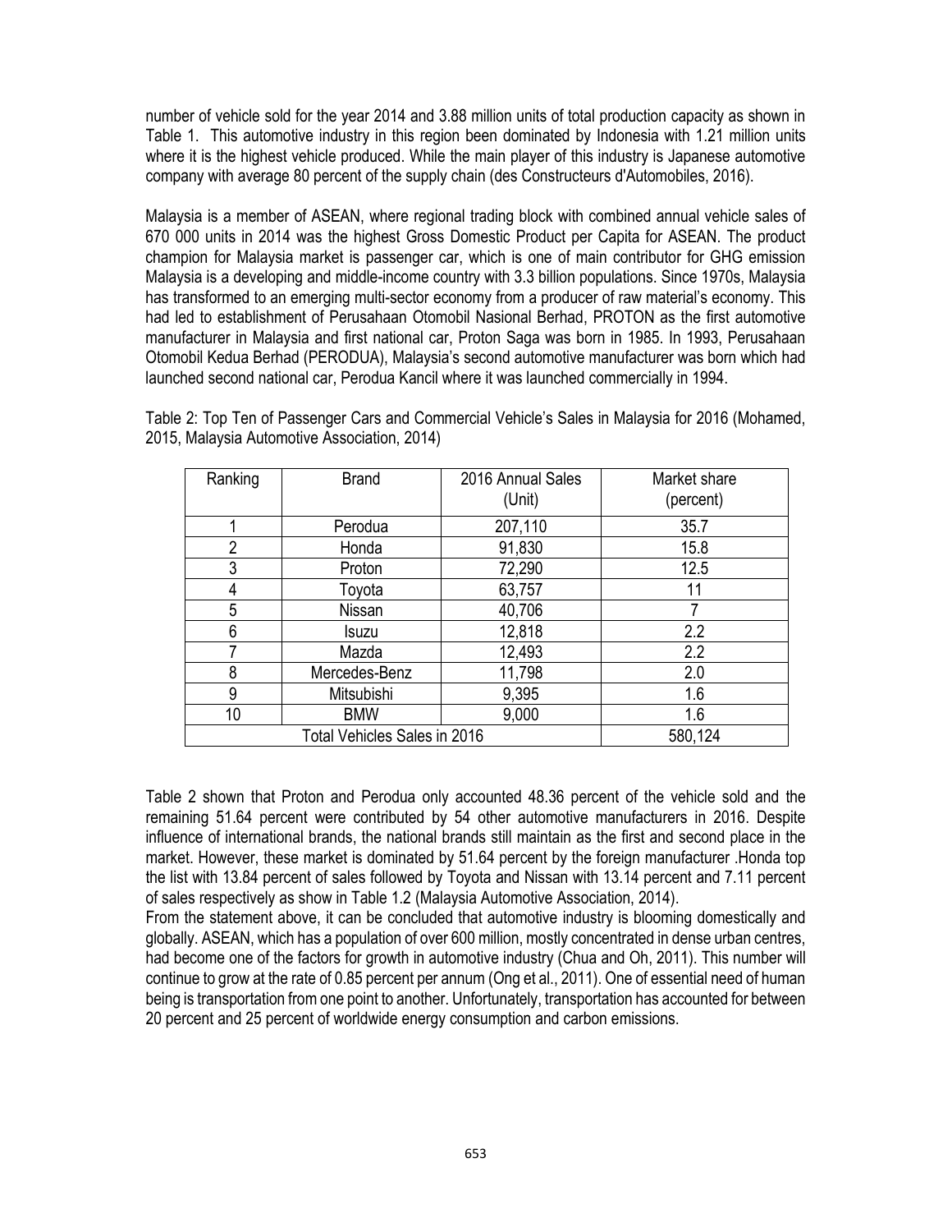number of vehicle sold for the year 2014 and 3.88 million units of total production capacity as shown in Table 1. This automotive industry in this region been dominated by Indonesia with 1.21 million units where it is the highest vehicle produced. While the main player of this industry is Japanese automotive company with average 80 percent of the supply chain (des Constructeurs d'Automobiles, 2016).

Malaysia is a member of ASEAN, where regional trading block with combined annual vehicle sales of 670 000 units in 2014 was the highest Gross Domestic Product per Capita for ASEAN. The product champion for Malaysia market is passenger car, which is one of main contributor for GHG emission Malaysia is a developing and middle-income country with 3.3 billion populations. Since 1970s, Malaysia has transformed to an emerging multi-sector economy from a producer of raw material's economy. This had led to establishment of Perusahaan Otomobil Nasional Berhad, PROTON as the first automotive manufacturer in Malaysia and first national car, Proton Saga was born in 1985. In 1993, Perusahaan Otomobil Kedua Berhad (PERODUA), Malaysia's second automotive manufacturer was born which had launched second national car, Perodua Kancil where it was launched commercially in 1994.

Table 2: Top Ten of Passenger Cars and Commercial Vehicle's Sales in Malaysia for 2016 (Mohamed, 2015, Malaysia Automotive Association, 2014)

| Ranking | Brand | 2016 Annual Sales (Unit) | Market share (percent) |
|---|---|---|---|
| 1 | Perodua | 207,110 | 35.7 |
| 2 | Honda | 91,830 | 15.8 |
| 3 | Proton | 72,290 | 12.5 |
| 4 | Toyota | 63,757 | 11 |
| 5 | Nissan | 40,706 | 7 |
| 6 | Isuzu | 12,818 | 2.2 |
| 7 | Mazda | 12,493 | 2.2 |
| 8 | Mercedes-Benz | 11,798 | 2.0 |
| 9 | Mitsubishi | 9,395 | 1.6 |
| 10 | BMW | 9,000 | 1.6 |
| Total Vehicles Sales in 2016 | | | 580,124 |

Table 2 shown that Proton and Perodua only accounted 48.36 percent of the vehicle sold and the remaining 51.64 percent were contributed by 54 other automotive manufacturers in 2016. Despite influence of international brands, the national brands still maintain as the first and second place in the market. However, these market is dominated by 51.64 percent by the foreign manufacturer .Honda top the list with 13.84 percent of sales followed by Toyota and Nissan with 13.14 percent and 7.11 percent of sales respectively as show in Table 1.2 (Malaysia Automotive Association, 2014).

From the statement above, it can be concluded that automotive industry is blooming domestically and globally. ASEAN, which has a population of over 600 million, mostly concentrated in dense urban centres, had become one of the factors for growth in automotive industry (Chua and Oh, 2011). This number will continue to grow at the rate of 0.85 percent per annum (Ong et al., 2011). One of essential need of human being is transportation from one point to another. Unfortunately, transportation has accounted for between 20 percent and 25 percent of worldwide energy consumption and carbon emissions.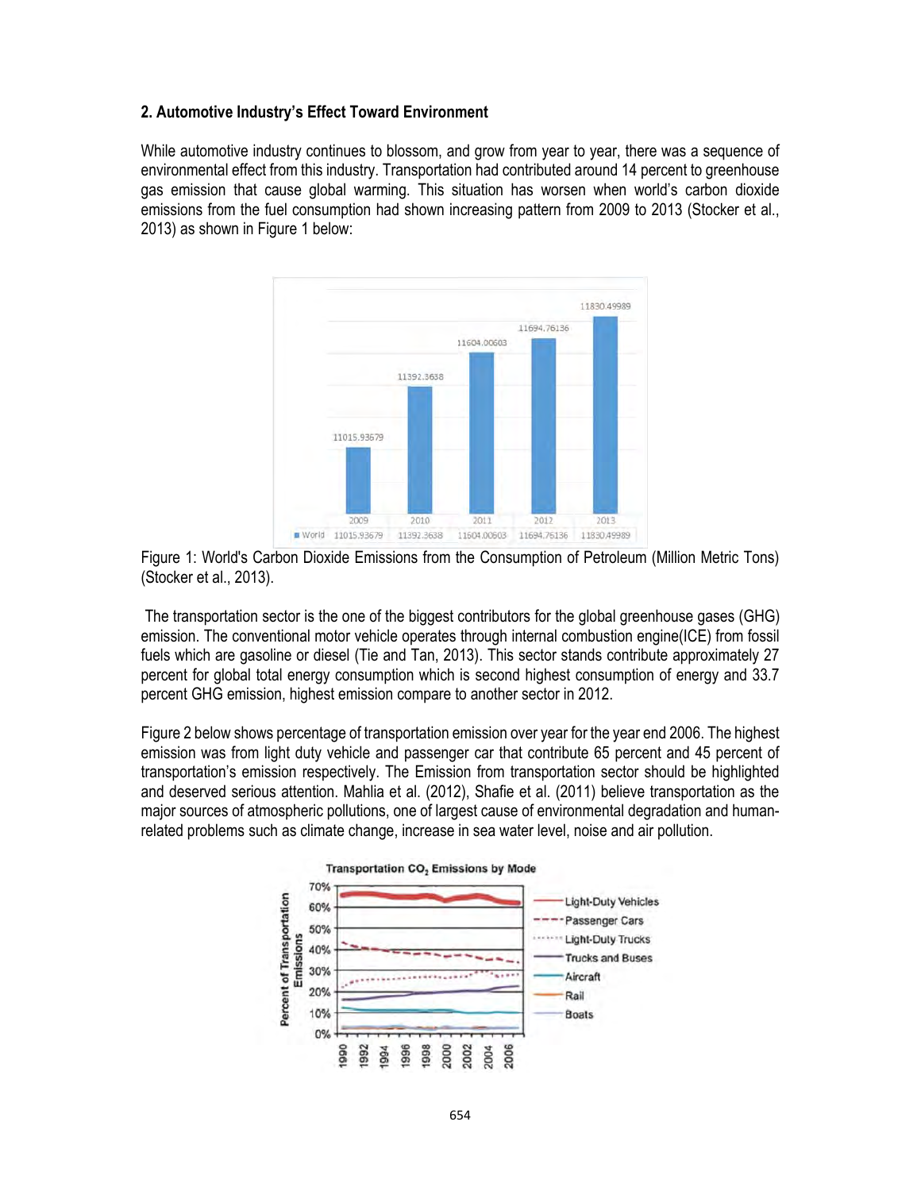## 2. Automotive Industry's Effect Toward Environment

While automotive industry continues to blossom, and grow from year to year, there was a sequence of environmental effect from this industry. Transportation had contributed around 14 percent to greenhouse gas emission that cause global warming. This situation has worsen when world's carbon dioxide emissions from the fuel consumption had shown increasing pattern from 2009 to 2013 (Stocker et al., 2013) as shown in Figure 1 below:

Figure 1: World's Carbon Dioxide Emissions from the Consumption of Petroleum (Million Metric Tons) (Stocker et al., 2013).

The transportation sector is the one of the biggest contributors for the global greenhouse gases (GHG) emission. The conventional motor vehicle operates through internal combustion engine(ICE) from fossil fuels which are gasoline or diesel (Tie and Tan, 2013). This sector stands contribute approximately 27 percent for global total energy consumption which is second highest consumption of energy and 33.7 percent GHG emission, highest emission compare to another sector in 2012.

Figure 2 below shows percentage of transportation emission over year for the year end 2006. The highest emission was from light duty vehicle and passenger car that contribute 65 percent and 45 percent of transportation's emission respectively. The Emission from transportation sector should be highlighted and deserved serious attention. Mahlia et al. (2012), Shafie et al. (2011) believe transportation as the major sources of atmospheric pollutions, one of largest cause of environmental degradation and human-related problems such as climate change, increase in sea water level, noise and air pollution.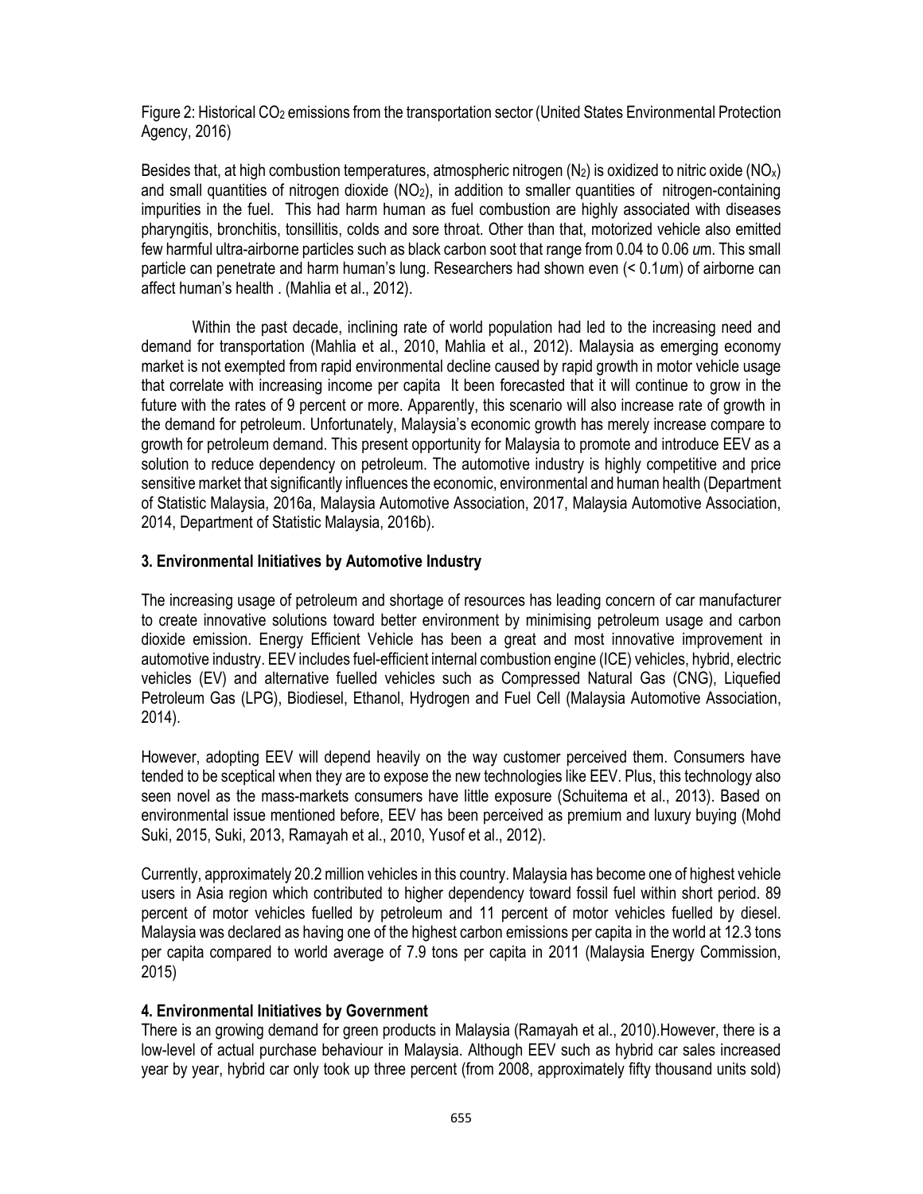Figure 2: Historical $CO_2$ emissions from the transportation sector (United States Environmental Protection Agency, 2016)

Besides that, at high combustion temperatures, atmospheric nitrogen ($N_2$) is oxidized to nitric oxide ($NO_x$) and small quantities of nitrogen dioxide ($NO_2$), in addition to smaller quantities of nitrogen-containing impurities in the fuel. This had harm human as fuel combustion are highly associated with diseases pharyngitis, bronchitis, tonsillitis, colds and sore throat. Other than that, motorized vehicle also emitted few harmful ultra-airborne particles such as black carbon soot that range from 0.04 to 0.06 *u*m. This small particle can penetrate and harm human's lung. Researchers had shown even (< 0.1*u*m) of airborne can affect human's health . (Mahlia et al., 2012).

Within the past decade, inclining rate of world population had led to the increasing need and demand for transportation (Mahlia et al., 2010, Mahlia et al., 2012). Malaysia as emerging economy market is not exempted from rapid environmental decline caused by rapid growth in motor vehicle usage that correlate with increasing income per capita It been forecasted that it will continue to grow in the future with the rates of 9 percent or more. Apparently, this scenario will also increase rate of growth in the demand for petroleum. Unfortunately, Malaysia's economic growth has merely increase compare to growth for petroleum demand. This present opportunity for Malaysia to promote and introduce EEV as a solution to reduce dependency on petroleum. The automotive industry is highly competitive and price sensitive market that significantly influences the economic, environmental and human health (Department of Statistic Malaysia, 2016a, Malaysia Automotive Association, 2017, Malaysia Automotive Association, 2014, Department of Statistic Malaysia, 2016b).

## 3. Environmental Initiatives by Automotive Industry

The increasing usage of petroleum and shortage of resources has leading concern of car manufacturer to create innovative solutions toward better environment by minimising petroleum usage and carbon dioxide emission. Energy Efficient Vehicle has been a great and most innovative improvement in automotive industry. EEV includes fuel-efficient internal combustion engine (ICE) vehicles, hybrid, electric vehicles (EV) and alternative fuelled vehicles such as Compressed Natural Gas (CNG), Liquefied Petroleum Gas (LPG), Biodiesel, Ethanol, Hydrogen and Fuel Cell (Malaysia Automotive Association, 2014).

However, adopting EEV will depend heavily on the way customer perceived them. Consumers have tended to be sceptical when they are to expose the new technologies like EEV. Plus, this technology also seen novel as the mass-markets consumers have little exposure (Schuitema et al., 2013). Based on environmental issue mentioned before, EEV has been perceived as premium and luxury buying (Mohd Suki, 2015, Suki, 2013, Ramayah et al., 2010, Yusof et al., 2012).

Currently, approximately 20.2 million vehicles in this country. Malaysia has become one of highest vehicle users in Asia region which contributed to higher dependency toward fossil fuel within short period. 89 percent of motor vehicles fuelled by petroleum and 11 percent of motor vehicles fuelled by diesel. Malaysia was declared as having one of the highest carbon emissions per capita in the world at 12.3 tons per capita compared to world average of 7.9 tons per capita in 2011 (Malaysia Energy Commission, 2015)

## 4. Environmental Initiatives by Government

There is an growing demand for green products in Malaysia (Ramayah et al., 2010).However, there is a low-level of actual purchase behaviour in Malaysia. Although EEV such as hybrid car sales increased year by year, hybrid car only took up three percent (from 2008, approximately fifty thousand units sold)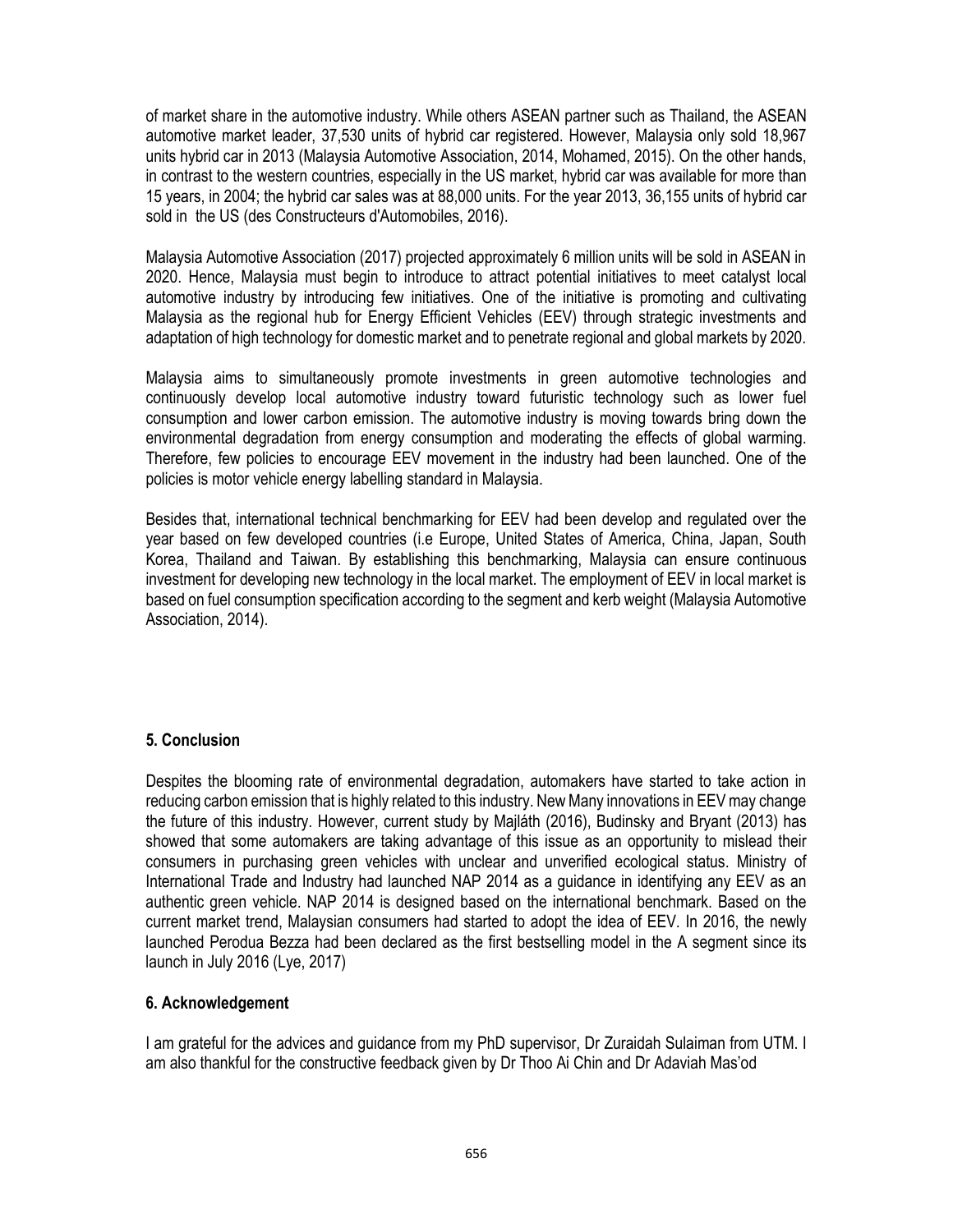of market share in the automotive industry. While others ASEAN partner such as Thailand, the ASEAN automotive market leader, 37,530 units of hybrid car registered. However, Malaysia only sold 18,967 units hybrid car in 2013 (Malaysia Automotive Association, 2014, Mohamed, 2015). On the other hands, in contrast to the western countries, especially in the US market, hybrid car was available for more than 15 years, in 2004; the hybrid car sales was at 88,000 units. For the year 2013, 36,155 units of hybrid car sold in the US (des Constructeurs d'Automobiles, 2016).

Malaysia Automotive Association (2017) projected approximately 6 million units will be sold in ASEAN in 2020. Hence, Malaysia must begin to introduce to attract potential initiatives to meet catalyst local automotive industry by introducing few initiatives. One of the initiative is promoting and cultivating Malaysia as the regional hub for Energy Efficient Vehicles (EEV) through strategic investments and adaptation of high technology for domestic market and to penetrate regional and global markets by 2020.

Malaysia aims to simultaneously promote investments in green automotive technologies and continuously develop local automotive industry toward futuristic technology such as lower fuel consumption and lower carbon emission. The automotive industry is moving towards bring down the environmental degradation from energy consumption and moderating the effects of global warming. Therefore, few policies to encourage EEV movement in the industry had been launched. One of the policies is motor vehicle energy labelling standard in Malaysia.

Besides that, international technical benchmarking for EEV had been develop and regulated over the year based on few developed countries (i.e Europe, United States of America, China, Japan, South Korea, Thailand and Taiwan. By establishing this benchmarking, Malaysia can ensure continuous investment for developing new technology in the local market. The employment of EEV in local market is based on fuel consumption specification according to the segment and kerb weight (Malaysia Automotive Association, 2014).

## 5. Conclusion

Despites the blooming rate of environmental degradation, automakers have started to take action in reducing carbon emission that is highly related to this industry. New Many innovations in EEV may change the future of this industry. However, current study by Majláth (2016), Budinsky and Bryant (2013) has showed that some automakers are taking advantage of this issue as an opportunity to mislead their consumers in purchasing green vehicles with unclear and unverified ecological status. Ministry of International Trade and Industry had launched NAP 2014 as a guidance in identifying any EEV as an authentic green vehicle. NAP 2014 is designed based on the international benchmark. Based on the current market trend, Malaysian consumers had started to adopt the idea of EEV. In 2016, the newly launched Perodua Bezza had been declared as the first bestselling model in the A segment since its launch in July 2016 (Lye, 2017)

## 6. Acknowledgement

I am grateful for the advices and guidance from my PhD supervisor, Dr Zuraidah Sulaiman from UTM. I am also thankful for the constructive feedback given by Dr Thoo Ai Chin and Dr Adaviah Mas'od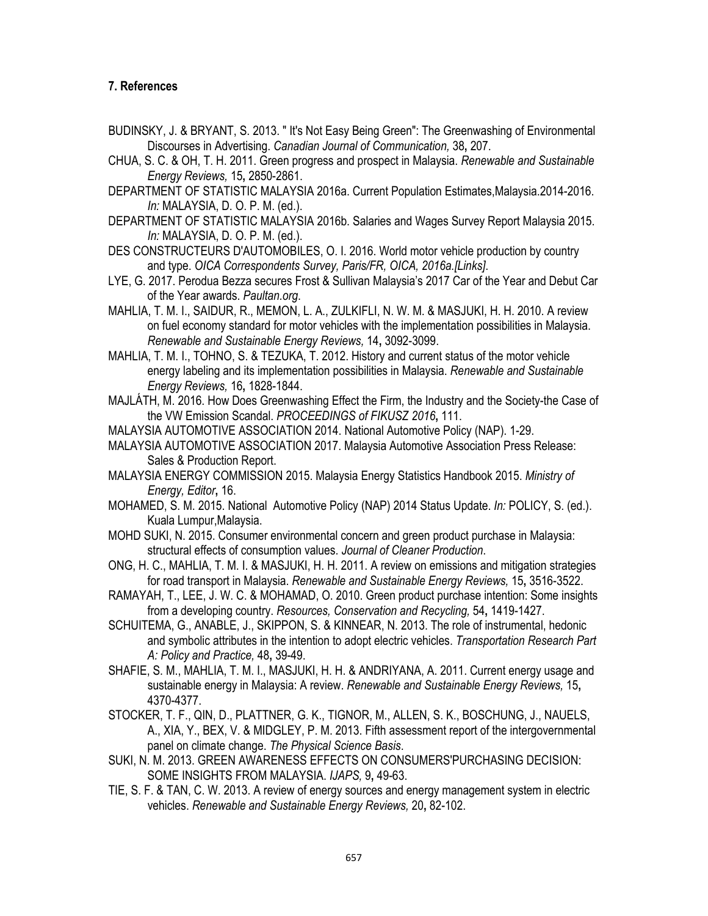## 7. References

BUDINSKY, J. & BRYANT, S. 2013. " It's Not Easy Being Green": The Greenwashing of Environmental Discourses in Advertising. *Canadian Journal of Communication,* 38**,** 207.

CHUA, S. C. & OH, T. H. 2011. Green progress and prospect in Malaysia. *Renewable and Sustainable Energy Reviews,* 15**,** 2850-2861.

DEPARTMENT OF STATISTIC MALAYSIA 2016a. Current Population Estimates,Malaysia.2014-2016. *In:* MALAYSIA, D. O. P. M. (ed.).

DEPARTMENT OF STATISTIC MALAYSIA 2016b. Salaries and Wages Survey Report Malaysia 2015. *In:* MALAYSIA, D. O. P. M. (ed.).

DES CONSTRUCTEURS D'AUTOMOBILES, O. I. 2016. World motor vehicle production by country and type. *OICA Correspondents Survey, Paris/FR, OICA, 2016a.[Links]*.

LYE, G. 2017. Perodua Bezza secures Frost & Sullivan Malaysia's 2017 Car of the Year and Debut Car of the Year awards. *Paultan.org*.

MAHLIA, T. M. I., SAIDUR, R., MEMON, L. A., ZULKIFLI, N. W. M. & MASJUKI, H. H. 2010. A review on fuel economy standard for motor vehicles with the implementation possibilities in Malaysia. *Renewable and Sustainable Energy Reviews,* 14**,** 3092-3099.

MAHLIA, T. M. I., TOHNO, S. & TEZUKA, T. 2012. History and current status of the motor vehicle energy labeling and its implementation possibilities in Malaysia. *Renewable and Sustainable Energy Reviews,* 16**,** 1828-1844.

MAJLÁTH, M. 2016. How Does Greenwashing Effect the Firm, the Industry and the Society-the Case of the VW Emission Scandal. *PROCEEDINGS of FIKUSZ 2016***,** 111.

MALAYSIA AUTOMOTIVE ASSOCIATION 2014. National Automotive Policy (NAP). 1-29.

MALAYSIA AUTOMOTIVE ASSOCIATION 2017. Malaysia Automotive Association Press Release: Sales & Production Report.

MALAYSIA ENERGY COMMISSION 2015. Malaysia Energy Statistics Handbook 2015. *Ministry of Energy, Editor***,** 16.

MOHAMED, S. M. 2015. National Automotive Policy (NAP) 2014 Status Update. *In:* POLICY, S. (ed.). Kuala Lumpur,Malaysia.

MOHD SUKI, N. 2015. Consumer environmental concern and green product purchase in Malaysia: structural effects of consumption values. *Journal of Cleaner Production*.

ONG, H. C., MAHLIA, T. M. I. & MASJUKI, H. H. 2011. A review on emissions and mitigation strategies for road transport in Malaysia. *Renewable and Sustainable Energy Reviews,* 15**,** 3516-3522.

RAMAYAH, T., LEE, J. W. C. & MOHAMAD, O. 2010. Green product purchase intention: Some insights from a developing country. *Resources, Conservation and Recycling,* 54**,** 1419-1427.

SCHUITEMA, G., ANABLE, J., SKIPPON, S. & KINNEAR, N. 2013. The role of instrumental, hedonic and symbolic attributes in the intention to adopt electric vehicles. *Transportation Research Part A: Policy and Practice,* 48**,** 39-49.

SHAFIE, S. M., MAHLIA, T. M. I., MASJUKI, H. H. & ANDRIYANA, A. 2011. Current energy usage and sustainable energy in Malaysia: A review. *Renewable and Sustainable Energy Reviews,* 15**,** 4370-4377.

STOCKER, T. F., QIN, D., PLATTNER, G. K., TIGNOR, M., ALLEN, S. K., BOSCHUNG, J., NAUELS, A., XIA, Y., BEX, V. & MIDGLEY, P. M. 2013. Fifth assessment report of the intergovernmental panel on climate change. *The Physical Science Basis*.

SUKI, N. M. 2013. GREEN AWARENESS EFFECTS ON CONSUMERS'PURCHASING DECISION: SOME INSIGHTS FROM MALAYSIA. *IJAPS,* 9**,** 49-63.

TIE, S. F. & TAN, C. W. 2013. A review of energy sources and energy management system in electric vehicles. *Renewable and Sustainable Energy Reviews,* 20**,** 82-102.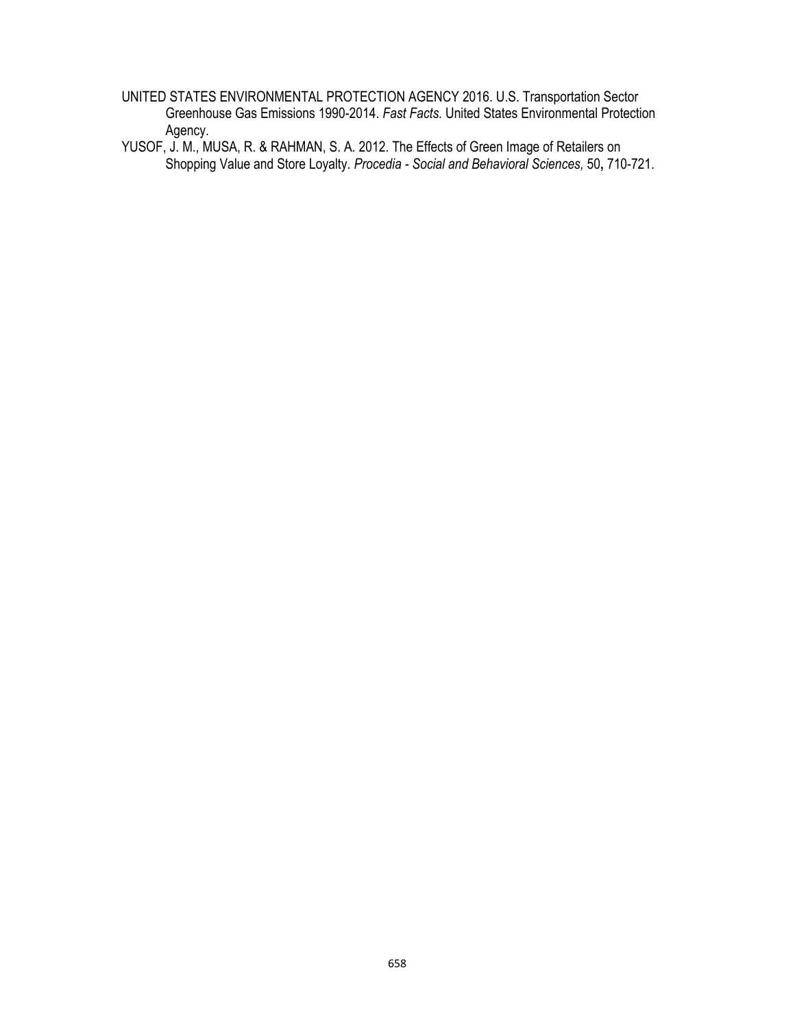UNITED STATES ENVIRONMENTAL PROTECTION AGENCY 2016. U.S. Transportation Sector Greenhouse Gas Emissions 1990-2014. *Fast Facts.* United States Environmental Protection Agency.

YUSOF, J. M., MUSA, R. & RAHMAN, S. A. 2012. The Effects of Green Image of Retailers on Shopping Value and Store Loyalty. *Procedia - Social and Behavioral Sciences,* 50**,** 710-721.